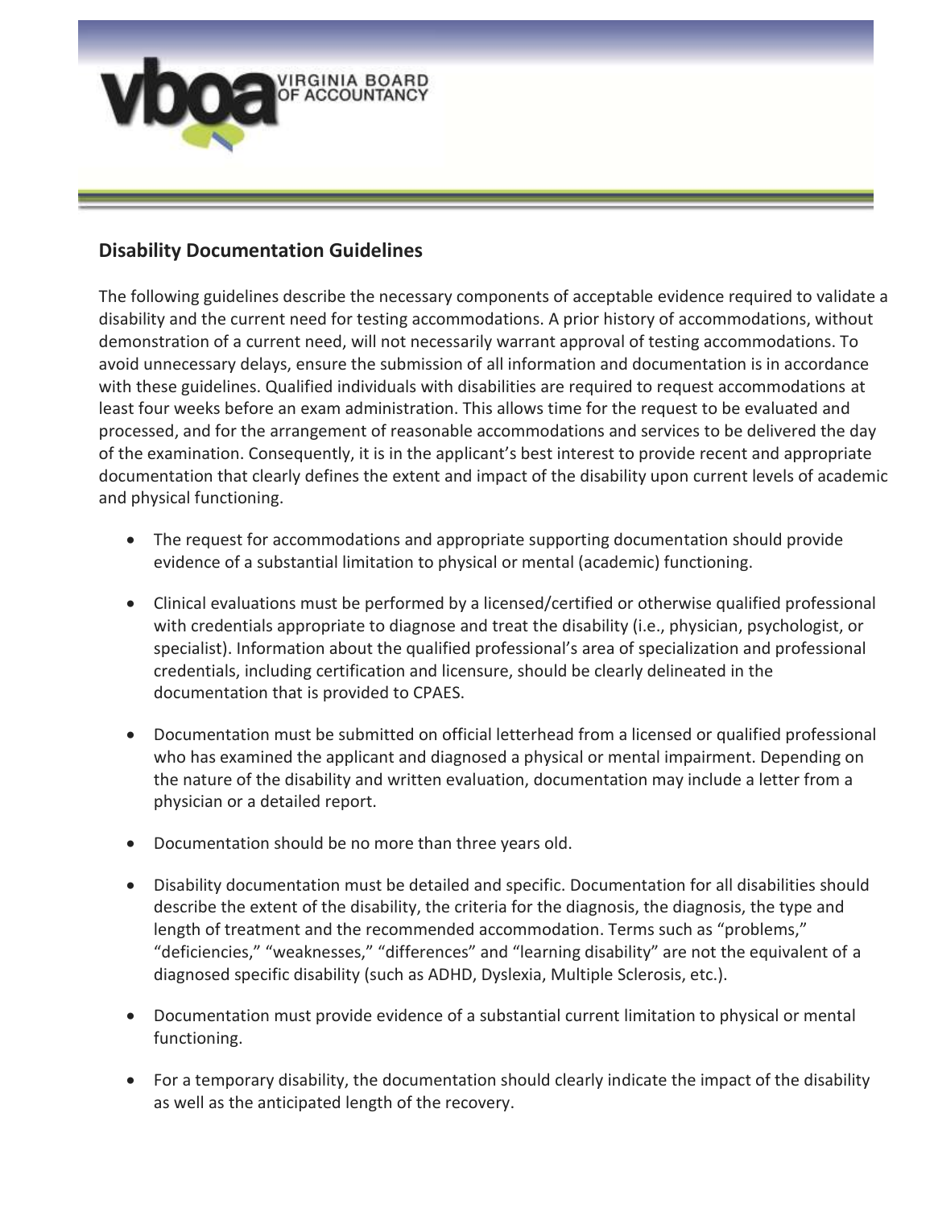VIRGINIA BOARD OF ACCOUNTANCY

## Disability Documentation Guidelines

The following guidelines describe the necessary components of acceptable evidence required to validate a disability and the current need for testing accommodations. A prior history of accommodations, without demonstration of a current need, will not necessarily warrant approval of testing accommodations. To avoid unnecessary delays, ensure the submission of all information and documentation is in accordance with these guidelines. Qualified individuals with disabilities are required to request accommodations at least four weeks before an exam administration. This allows time for the request to be evaluated and processed, and for the arrangement of reasonable accommodations and services to be delivered the day of the examination. Consequently, it is in the applicant's best interest to provide recent and appropriate documentation that clearly defines the extent and impact of the disability upon current levels of academic and physical functioning.

- The request for accommodations and appropriate supporting documentation should provide evidence of a substantial limitation to physical or mental (academic) functioning.
- Clinical evaluations must be performed by a licensed/certified or otherwise qualified professional with credentials appropriate to diagnose and treat the disability (i.e., physician, psychologist, or specialist). Information about the qualified professional's area of specialization and professional credentials, including certification and licensure, should be clearly delineated in the documentation that is provided to CPAES.
- Documentation must be submitted on official letterhead from a licensed or qualified professional who has examined the applicant and diagnosed a physical or mental impairment. Depending on the nature of the disability and written evaluation, documentation may include a letter from a physician or a detailed report.
- Documentation should be no more than three years old.
- Disability documentation must be detailed and specific. Documentation for all disabilities should describe the extent of the disability, the criteria for the diagnosis, the diagnosis, the type and length of treatment and the recommended accommodation. Terms such as "problems," "deficiencies," "weaknesses," "differences" and "learning disability" are not the equivalent of a diagnosed specific disability (such as ADHD, Dyslexia, Multiple Sclerosis, etc.).
- Documentation must provide evidence of a substantial current limitation to physical or mental functioning.
- For a temporary disability, the documentation should clearly indicate the impact of the disability as well as the anticipated length of the recovery.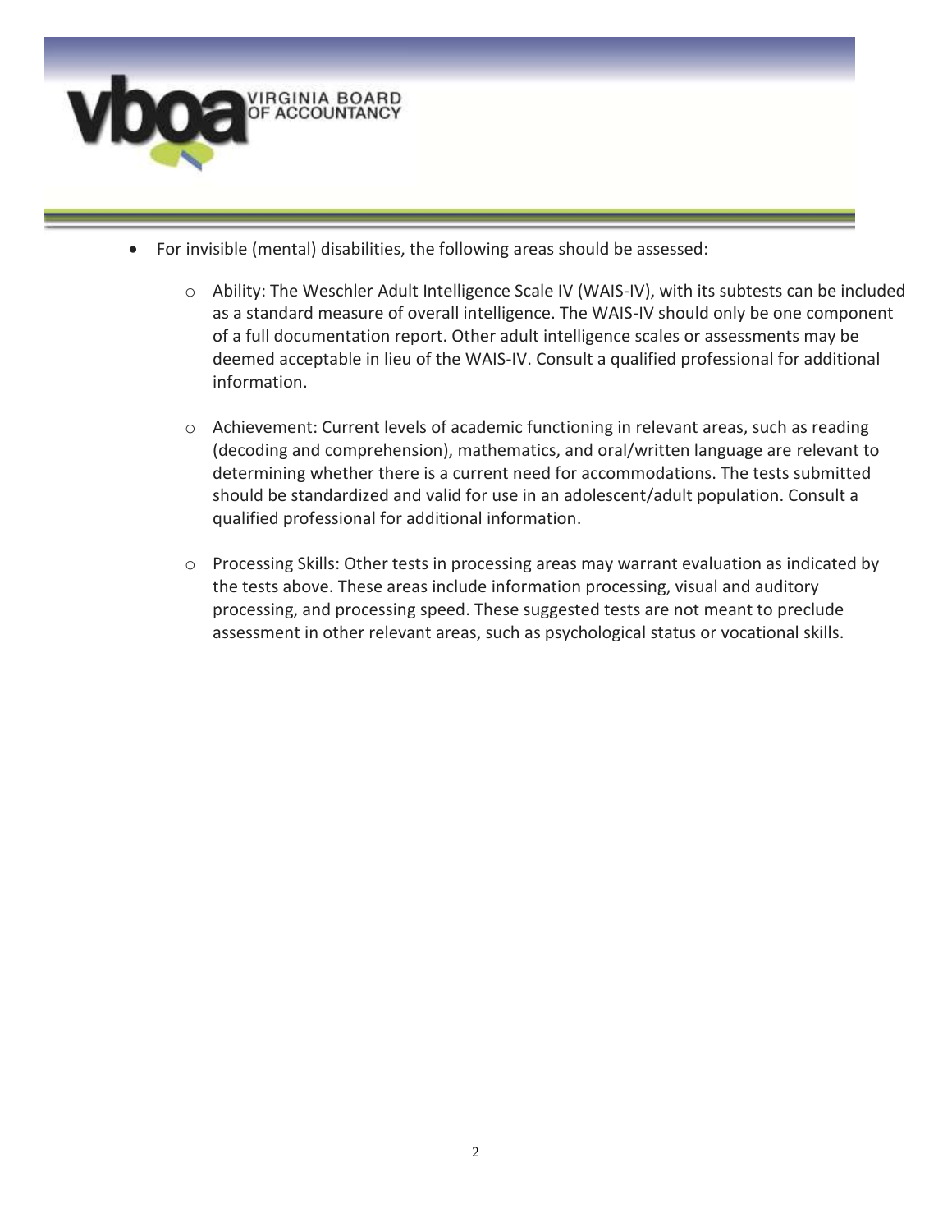- For invisible (mental) disabilities, the following areas should be assessed:
  - Ability: The Weschler Adult Intelligence Scale IV (WAIS-IV), with its subtests can be included as a standard measure of overall intelligence. The WAIS-IV should only be one component of a full documentation report. Other adult intelligence scales or assessments may be deemed acceptable in lieu of the WAIS-IV. Consult a qualified professional for additional information.
  - Achievement: Current levels of academic functioning in relevant areas, such as reading (decoding and comprehension), mathematics, and oral/written language are relevant to determining whether there is a current need for accommodations. The tests submitted should be standardized and valid for use in an adolescent/adult population. Consult a qualified professional for additional information.
  - Processing Skills: Other tests in processing areas may warrant evaluation as indicated by the tests above. These areas include information processing, visual and auditory processing, and processing speed. These suggested tests are not meant to preclude assessment in other relevant areas, such as psychological status or vocational skills.